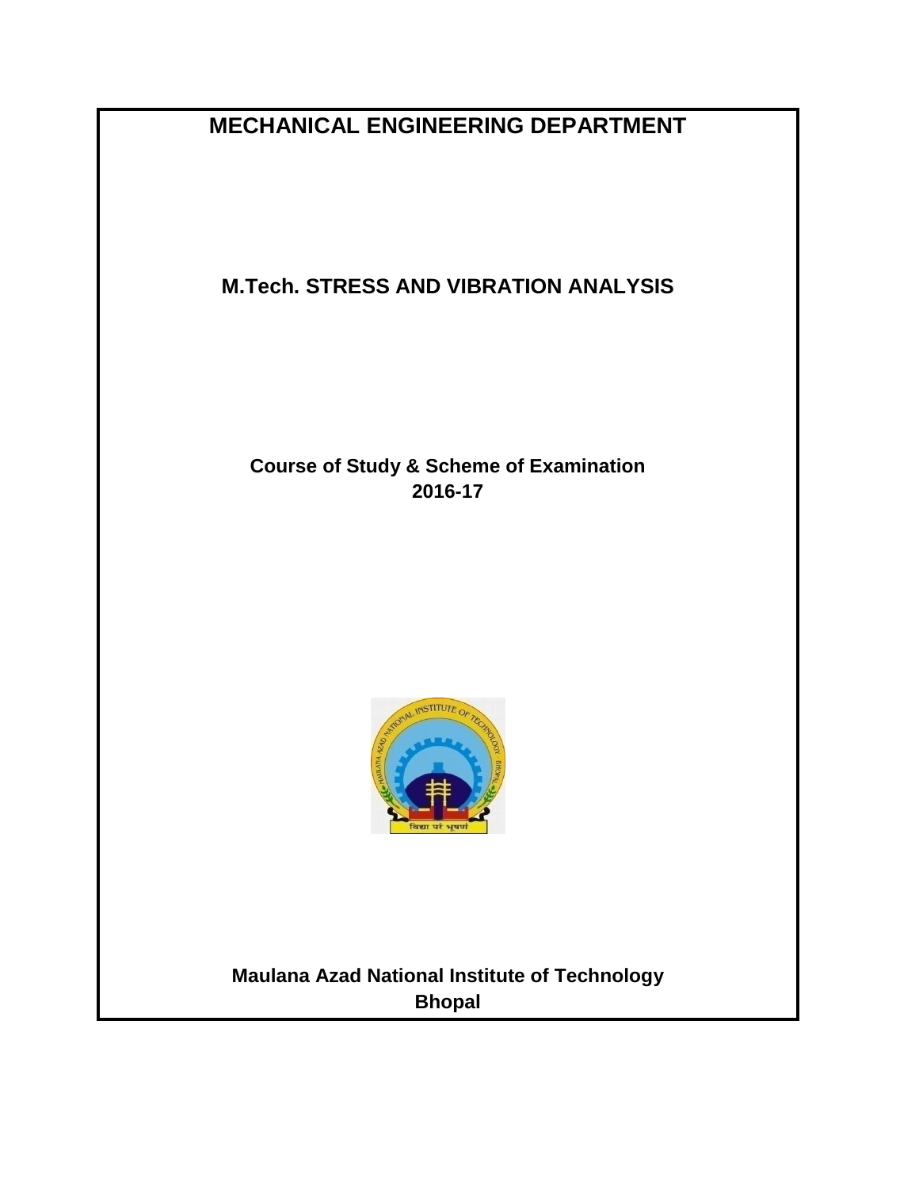# MECHANICAL ENGINEERING DEPARTMENT

## M.Tech. STRESS AND VIBRATION ANALYSIS

**Course of Study & Scheme of Examination**
**2016-17**

**Maulana Azad National Institute of Technology**
**Bhopal**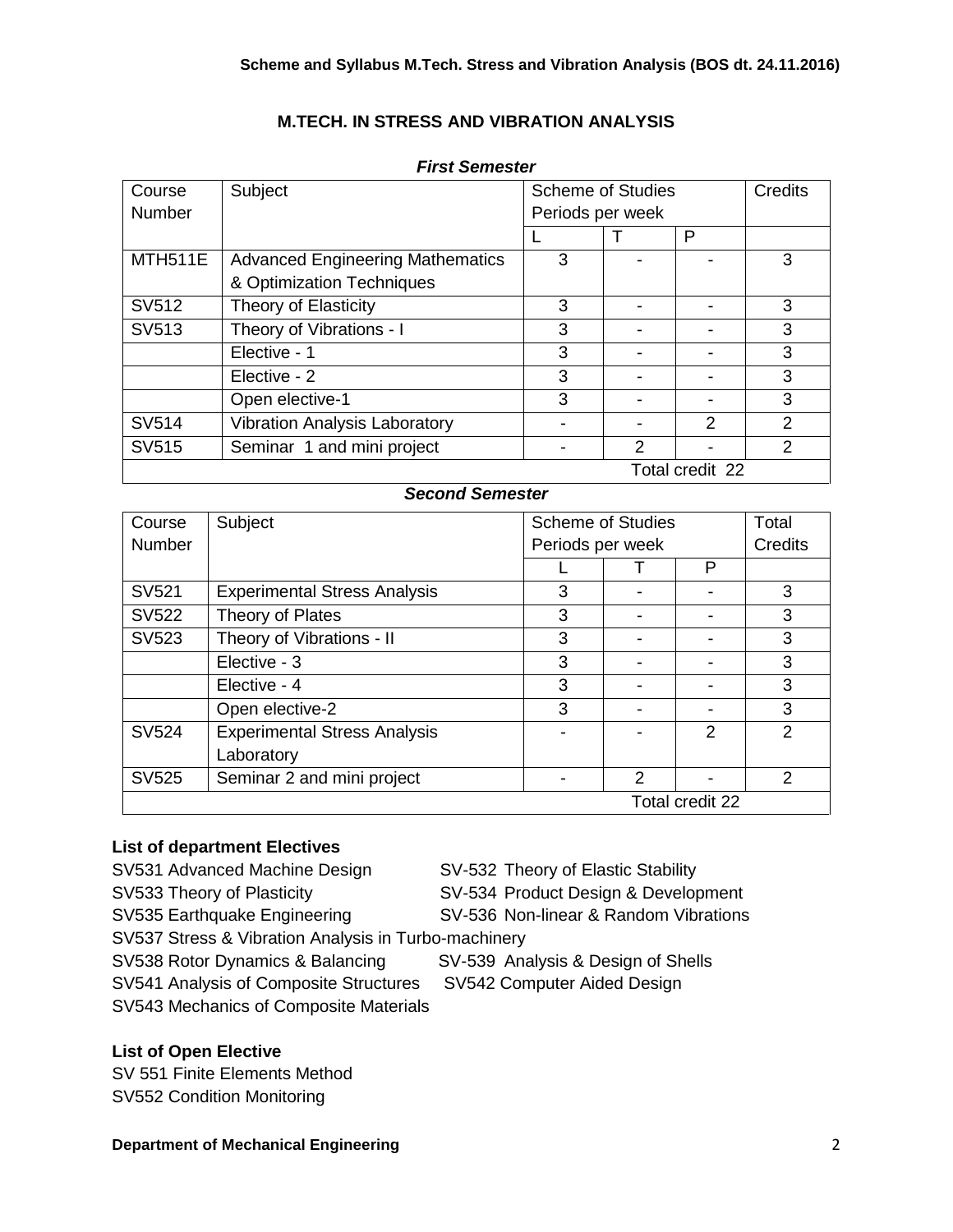## M.TECH. IN STRESS AND VIBRATION ANALYSIS

### *First Semester*

| Course Number | Subject | Scheme of Studies Periods per week | | | Credits |
|---|---|---|---|---|---|
| | | L | T | P | |
| MTH511E | Advanced Engineering Mathematics & Optimization Techniques | 3 | - | - | 3 |
| SV512 | Theory of Elasticity | 3 | - | - | 3 |
| SV513 | Theory of Vibrations - I | 3 | - | - | 3 |
| | Elective - 1 | 3 | - | - | 3 |
| | Elective - 2 | 3 | - | - | 3 |
| | Open elective-1 | 3 | - | - | 3 |
| SV514 | Vibration Analysis Laboratory | - | - | 2 | 2 |
| SV515 | Seminar 1 and mini project | - | 2 | - | 2 |
| | | | | | Total credit 22 |

### *Second Semester*

| Course Number | Subject | Scheme of Studies Periods per week | | | Total Credits |
|---|---|---|---|---|---|
| | | L | T | P | |
| SV521 | Experimental Stress Analysis | 3 | - | - | 3 |
| SV522 | Theory of Plates | 3 | - | - | 3 |
| SV523 | Theory of Vibrations - II | 3 | - | - | 3 |
| | Elective - 3 | 3 | - | - | 3 |
| | Elective - 4 | 3 | - | - | 3 |
| | Open elective-2 | 3 | - | - | 3 |
| SV524 | Experimental Stress Analysis Laboratory | - | - | 2 | 2 |
| SV525 | Seminar 2 and mini project | - | 2 | - | 2 |
| | | | | | Total credit 22 |

**List of department Electives**

SV531 Advanced Machine Design
SV-532 Theory of Elastic Stability
SV533 Theory of Plasticity
SV-534 Product Design & Development
SV535 Earthquake Engineering
SV-536 Non-linear & Random Vibrations
SV537 Stress & Vibration Analysis in Turbo-machinery
SV538 Rotor Dynamics & Balancing
SV-539 Analysis & Design of Shells
SV541 Analysis of Composite Structures
SV542 Computer Aided Design
SV543 Mechanics of Composite Materials

**List of Open Elective**

SV 551 Finite Elements Method
SV552 Condition Monitoring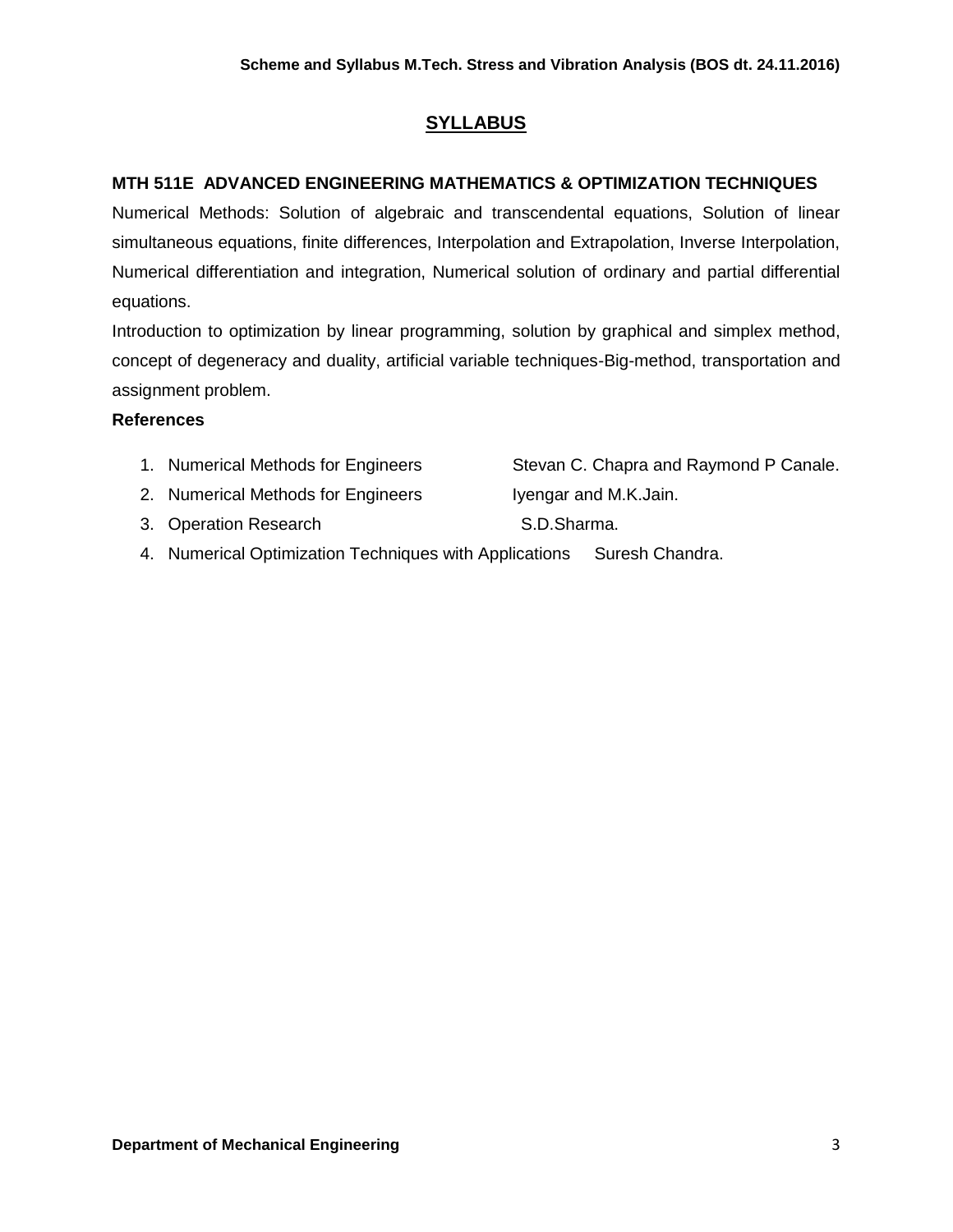## SYLLABUS

### MTH 511E ADVANCED ENGINEERING MATHEMATICS & OPTIMIZATION TECHNIQUES

Numerical Methods: Solution of algebraic and transcendental equations, Solution of linear simultaneous equations, finite differences, Interpolation and Extrapolation, Inverse Interpolation, Numerical differentiation and integration, Numerical solution of ordinary and partial differential equations.

Introduction to optimization by linear programming, solution by graphical and simplex method, concept of degeneracy and duality, artificial variable techniques-Big-method, transportation and assignment problem.

**References**

1. Numerical Methods for Engineers — Stevan C. Chapra and Raymond P Canale.
2. Numerical Methods for Engineers — Iyengar and M.K.Jain.
3. Operation Research — S.D.Sharma.
4. Numerical Optimization Techniques with Applications — Suresh Chandra.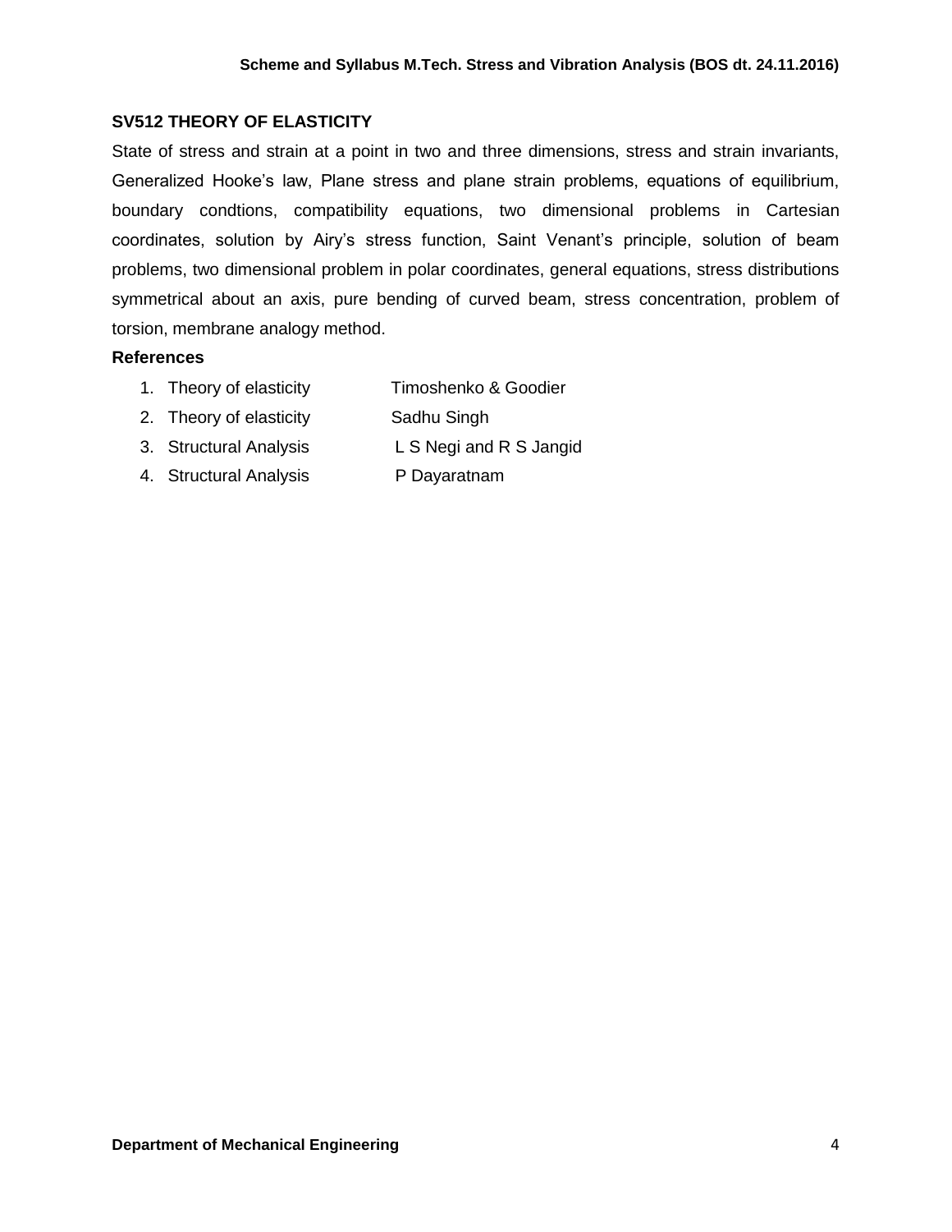## SV512 THEORY OF ELASTICITY

State of stress and strain at a point in two and three dimensions, stress and strain invariants, Generalized Hooke's law, Plane stress and plane strain problems, equations of equilibrium, boundary condtions, compatibility equations, two dimensional problems in Cartesian coordinates, solution by Airy's stress function, Saint Venant's principle, solution of beam problems, two dimensional problem in polar coordinates, general equations, stress distributions symmetrical about an axis, pure bending of curved beam, stress concentration, problem of torsion, membrane analogy method.

**References**

1. Theory of elasticity — Timoshenko & Goodier
2. Theory of elasticity — Sadhu Singh
3. Structural Analysis — L S Negi and R S Jangid
4. Structural Analysis — P Dayaratnam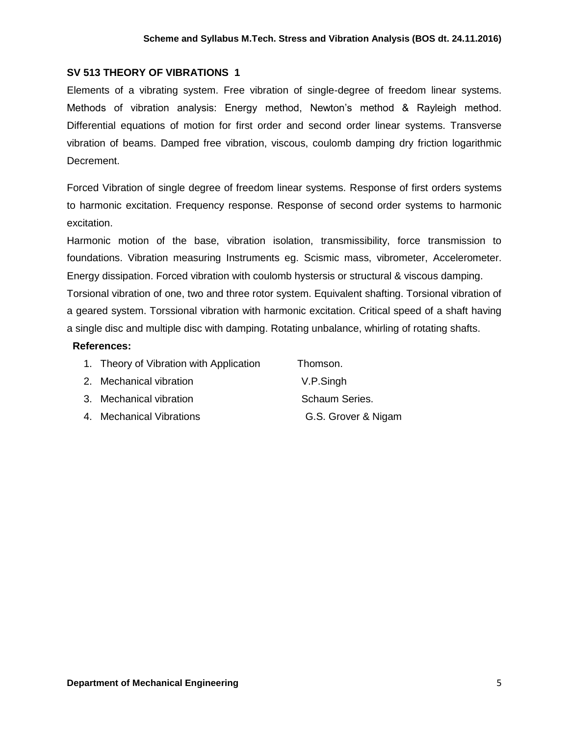## SV 513 THEORY OF VIBRATIONS 1

Elements of a vibrating system. Free vibration of single-degree of freedom linear systems. Methods of vibration analysis: Energy method, Newton's method & Rayleigh method. Differential equations of motion for first order and second order linear systems. Transverse vibration of beams. Damped free vibration, viscous, coulomb damping dry friction logarithmic Decrement.

Forced Vibration of single degree of freedom linear systems. Response of first orders systems to harmonic excitation. Frequency response. Response of second order systems to harmonic excitation.

Harmonic motion of the base, vibration isolation, transmissibility, force transmission to foundations. Vibration measuring Instruments eg. Scismic mass, vibrometer, Accelerometer. Energy dissipation. Forced vibration with coulomb hystersis or structural & viscous damping.

Torsional vibration of one, two and three rotor system. Equivalent shafting. Torsional vibration of a geared system. Torssional vibration with harmonic excitation. Critical speed of a shaft having a single disc and multiple disc with damping. Rotating unbalance, whirling of rotating shafts.

**References:**

1. Theory of Vibration with Application — Thomson.
2. Mechanical vibration — V.P.Singh
3. Mechanical vibration — Schaum Series.
4. Mechanical Vibrations — G.S. Grover & Nigam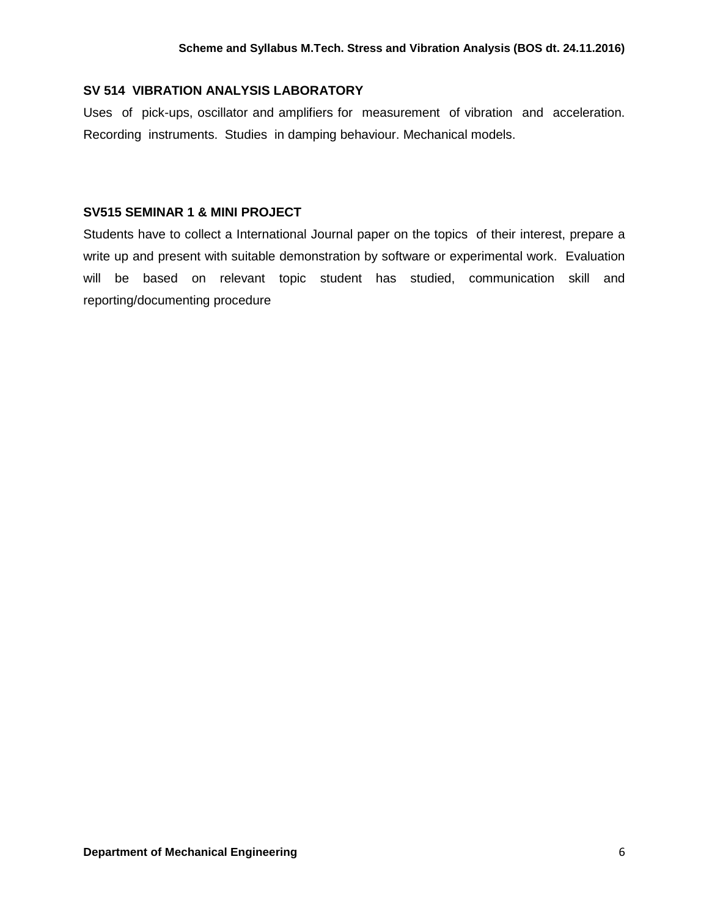### SV 514 VIBRATION ANALYSIS LABORATORY

Uses of pick-ups, oscillator and amplifiers for measurement of vibration and acceleration. Recording instruments. Studies in damping behaviour. Mechanical models.

### SV515 SEMINAR 1 & MINI PROJECT

Students have to collect a International Journal paper on the topics of their interest, prepare a write up and present with suitable demonstration by software or experimental work. Evaluation will be based on relevant topic student has studied, communication skill and reporting/documenting procedure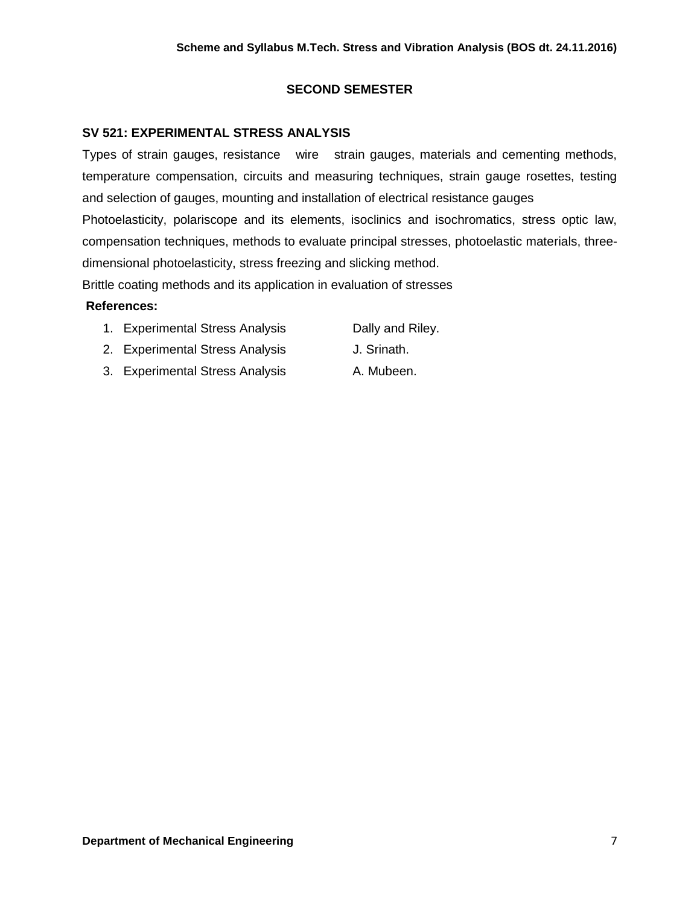## SECOND SEMESTER

### SV 521: EXPERIMENTAL STRESS ANALYSIS

Types of strain gauges, resistance wire strain gauges, materials and cementing methods, temperature compensation, circuits and measuring techniques, strain gauge rosettes, testing and selection of gauges, mounting and installation of electrical resistance gauges

Photoelasticity, polariscope and its elements, isoclinics and isochromatics, stress optic law, compensation techniques, methods to evaluate principal stresses, photoelastic materials, three-dimensional photoelasticity, stress freezing and slicking method.

Brittle coating methods and its application in evaluation of stresses

**References:**

1. Experimental Stress Analysis Dally and Riley.
2. Experimental Stress Analysis J. Srinath.
3. Experimental Stress Analysis A. Mubeen.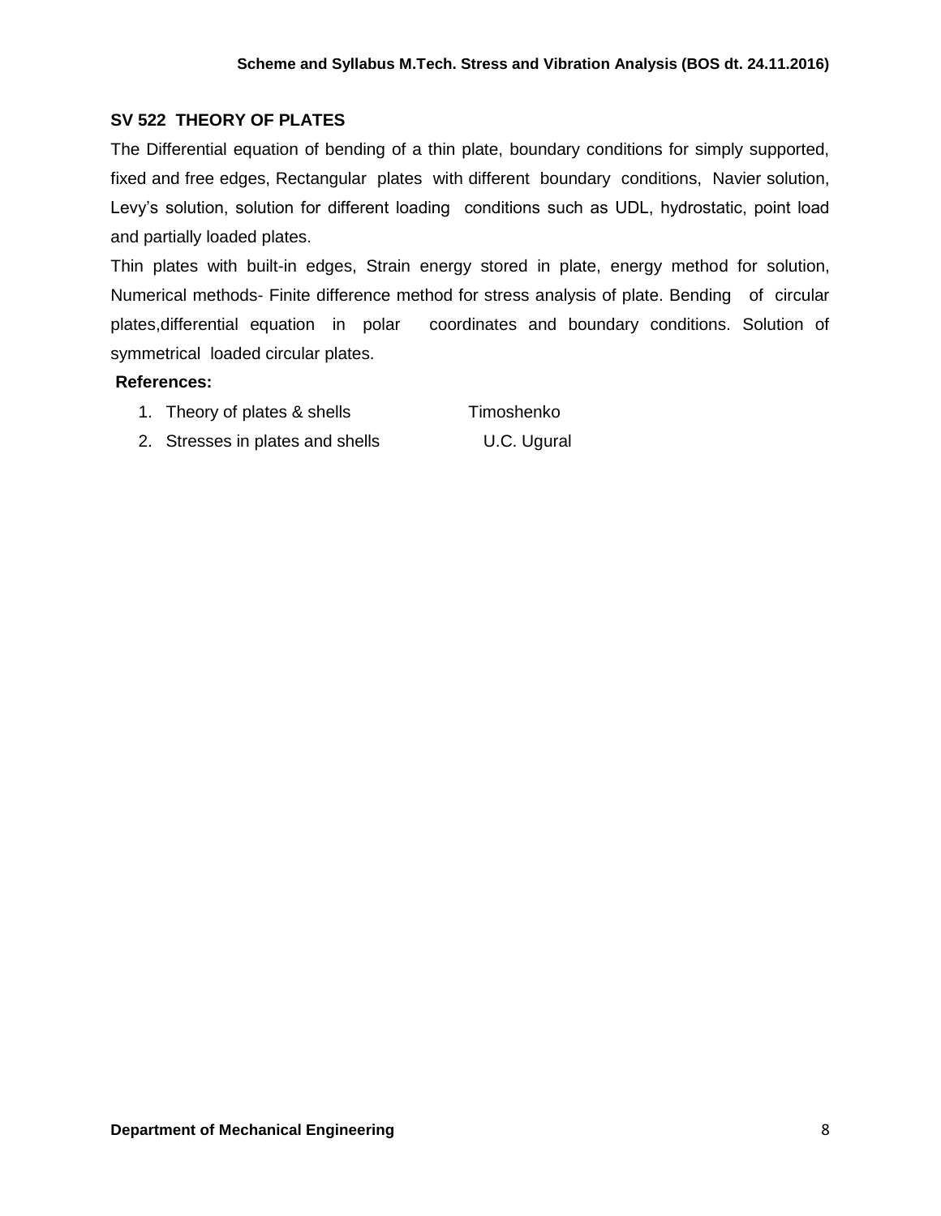## SV 522 THEORY OF PLATES

The Differential equation of bending of a thin plate, boundary conditions for simply supported, fixed and free edges, Rectangular plates with different boundary conditions, Navier solution, Levy's solution, solution for different loading conditions such as UDL, hydrostatic, point load and partially loaded plates.

Thin plates with built-in edges, Strain energy stored in plate, energy method for solution, Numerical methods- Finite difference method for stress analysis of plate. Bending of circular plates,differential equation in polar coordinates and boundary conditions. Solution of symmetrical loaded circular plates.

**References:**

1. Theory of plates & shells Timoshenko
2. Stresses in plates and shells U.C. Ugural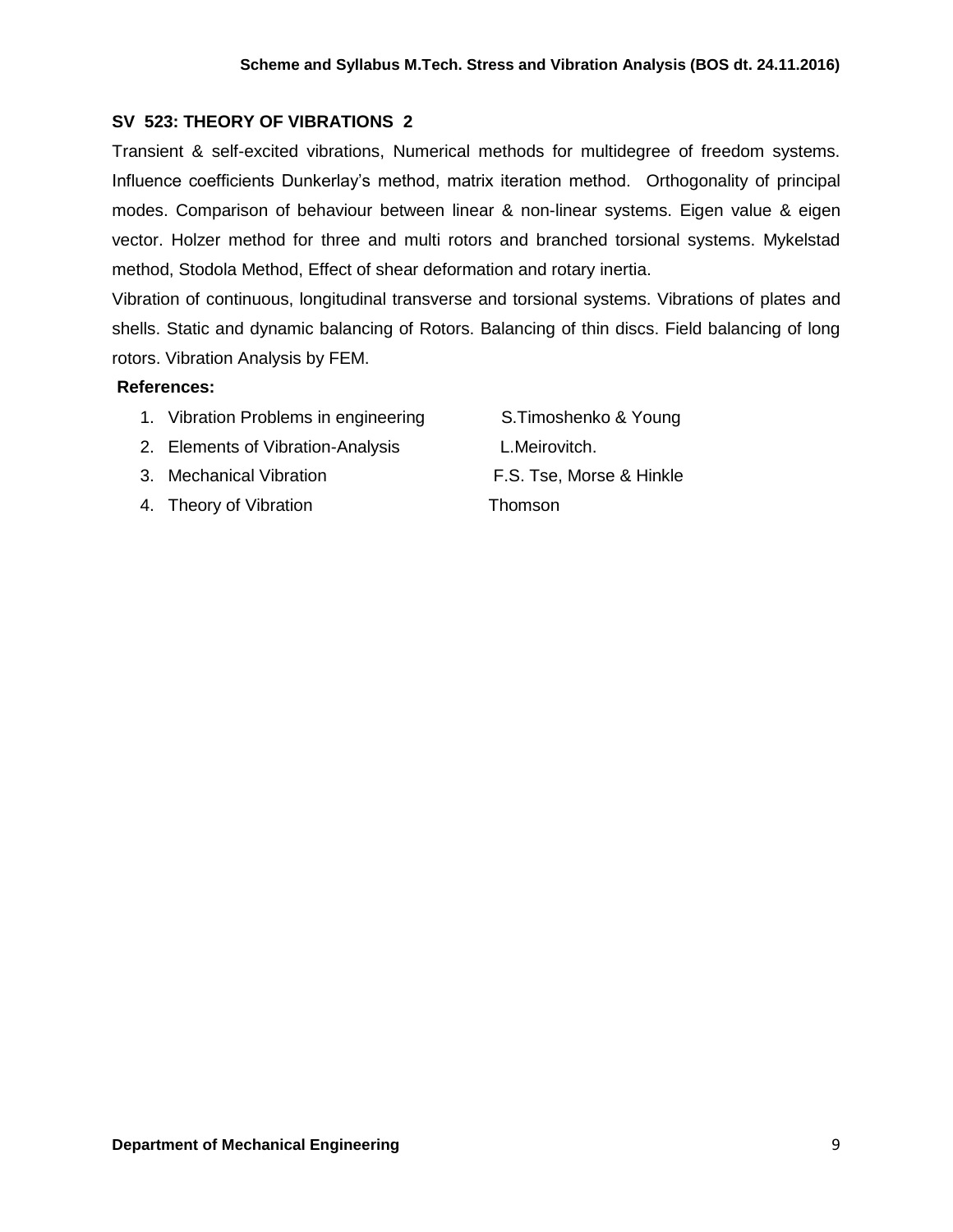## SV 523: THEORY OF VIBRATIONS 2

Transient & self-excited vibrations, Numerical methods for multidegree of freedom systems. Influence coefficients Dunkerlay's method, matrix iteration method. Orthogonality of principal modes. Comparison of behaviour between linear & non-linear systems. Eigen value & eigen vector. Holzer method for three and multi rotors and branched torsional systems. Mykelstad method, Stodola Method, Effect of shear deformation and rotary inertia.

Vibration of continuous, longitudinal transverse and torsional systems. Vibrations of plates and shells. Static and dynamic balancing of Rotors. Balancing of thin discs. Field balancing of long rotors. Vibration Analysis by FEM.

**References:**

1. Vibration Problems in engineering — S.Timoshenko & Young
2. Elements of Vibration-Analysis — L.Meirovitch.
3. Mechanical Vibration — F.S. Tse, Morse & Hinkle
4. Theory of Vibration — Thomson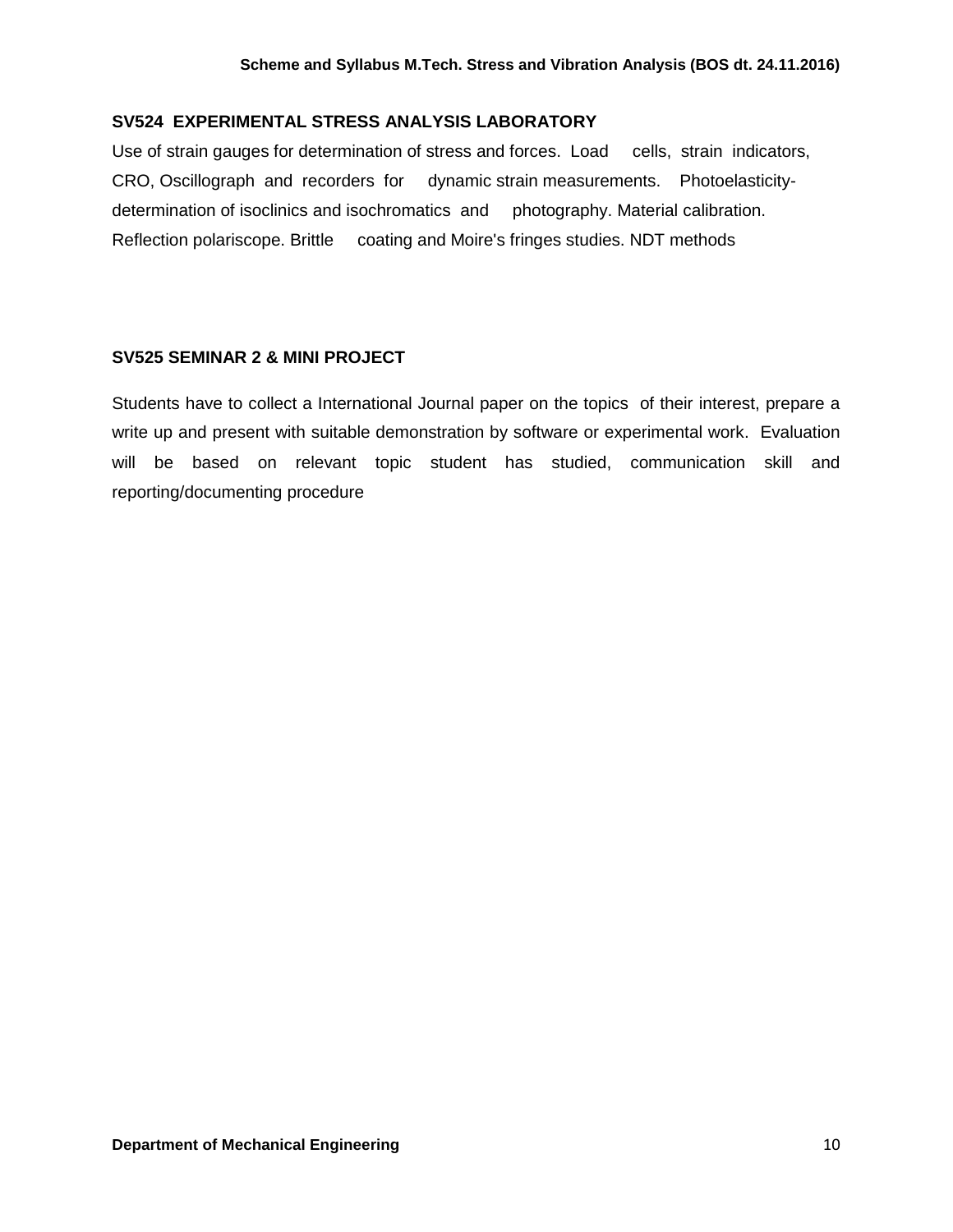### SV524 EXPERIMENTAL STRESS ANALYSIS LABORATORY

Use of strain gauges for determination of stress and forces. Load cells, strain indicators, CRO, Oscillograph and recorders for dynamic strain measurements. Photoelasticity-determination of isoclinics and isochromatics and photography. Material calibration. Reflection polariscope. Brittle coating and Moire's fringes studies. NDT methods

### SV525 SEMINAR 2 & MINI PROJECT

Students have to collect a International Journal paper on the topics of their interest, prepare a write up and present with suitable demonstration by software or experimental work. Evaluation will be based on relevant topic student has studied, communication skill and reporting/documenting procedure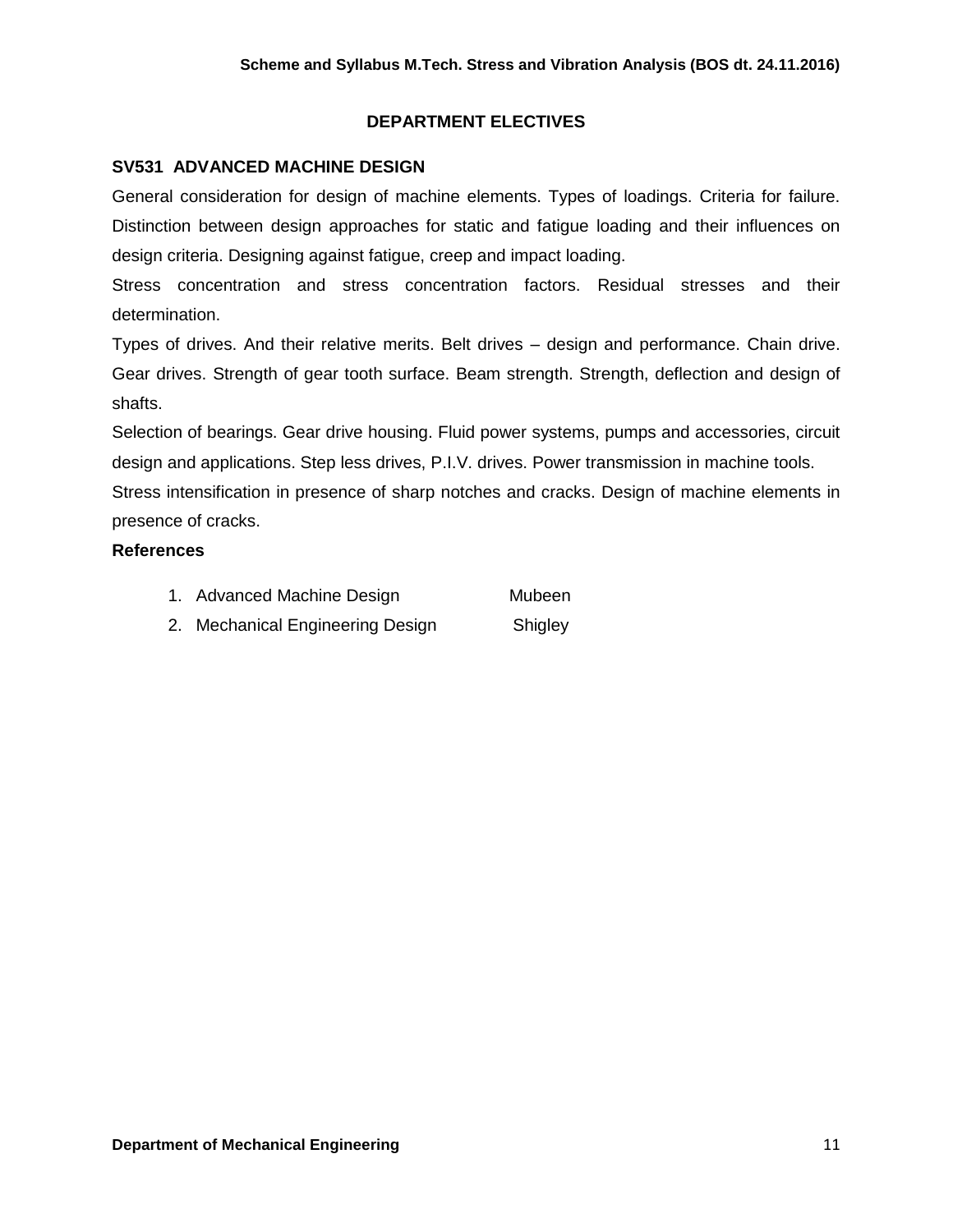## DEPARTMENT ELECTIVES

### SV531 ADVANCED MACHINE DESIGN

General consideration for design of machine elements. Types of loadings. Criteria for failure. Distinction between design approaches for static and fatigue loading and their influences on design criteria. Designing against fatigue, creep and impact loading.

Stress concentration and stress concentration factors. Residual stresses and their determination.

Types of drives. And their relative merits. Belt drives – design and performance. Chain drive. Gear drives. Strength of gear tooth surface. Beam strength. Strength, deflection and design of shafts.

Selection of bearings. Gear drive housing. Fluid power systems, pumps and accessories, circuit design and applications. Step less drives, P.I.V. drives. Power transmission in machine tools.

Stress intensification in presence of sharp notches and cracks. Design of machine elements in presence of cracks.

**References**

1. Advanced Machine Design — Mubeen
2. Mechanical Engineering Design — Shigley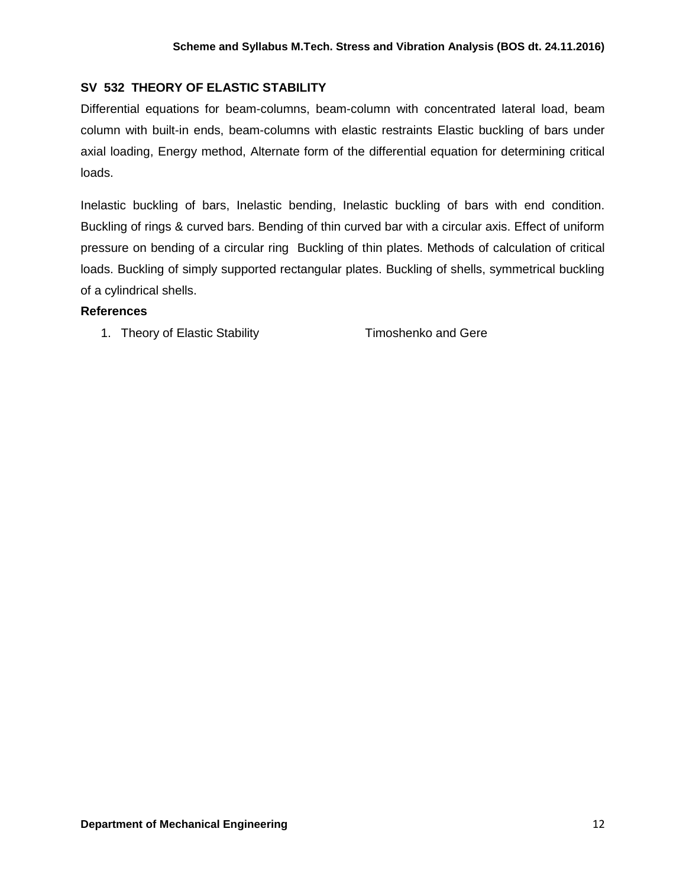## SV 532 THEORY OF ELASTIC STABILITY

Differential equations for beam-columns, beam-column with concentrated lateral load, beam column with built-in ends, beam-columns with elastic restraints Elastic buckling of bars under axial loading, Energy method, Alternate form of the differential equation for determining critical loads.

Inelastic buckling of bars, Inelastic bending, Inelastic buckling of bars with end condition. Buckling of rings & curved bars. Bending of thin curved bar with a circular axis. Effect of uniform pressure on bending of a circular ring Buckling of thin plates. Methods of calculation of critical loads. Buckling of simply supported rectangular plates. Buckling of shells, symmetrical buckling of a cylindrical shells.

### References

1. Theory of Elastic Stability — Timoshenko and Gere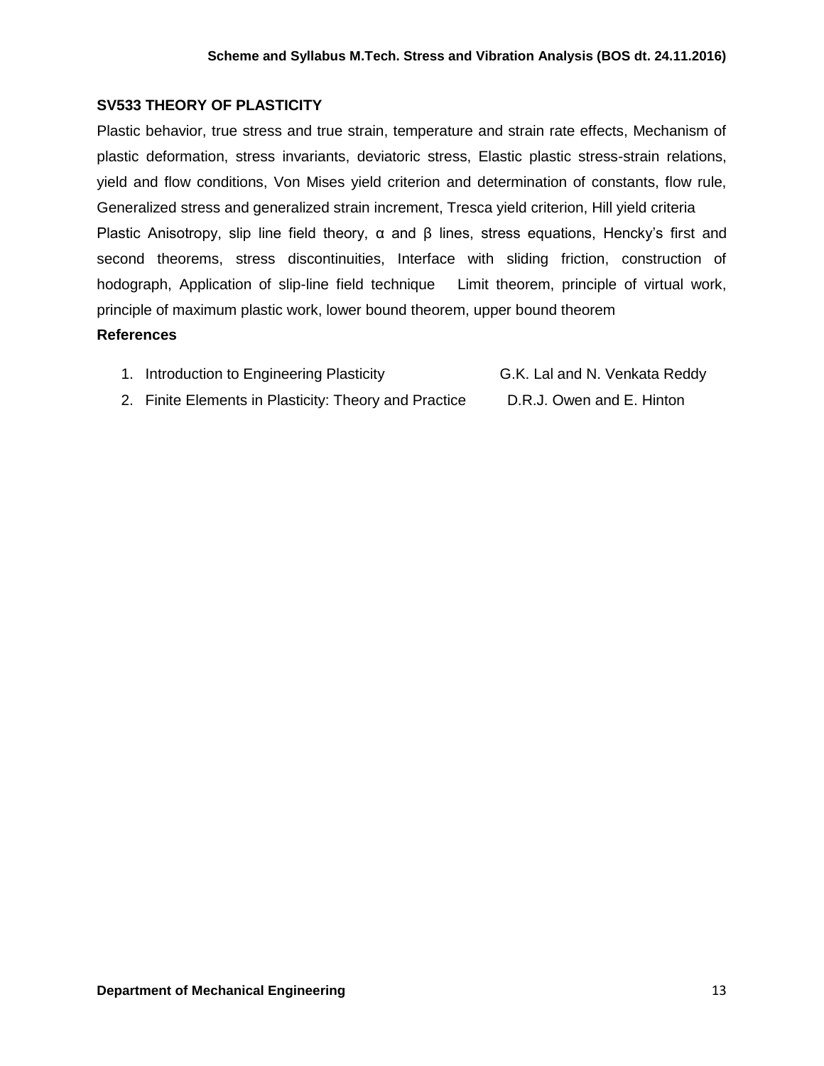## SV533 THEORY OF PLASTICITY

Plastic behavior, true stress and true strain, temperature and strain rate effects, Mechanism of plastic deformation, stress invariants, deviatoric stress, Elastic plastic stress-strain relations, yield and flow conditions, Von Mises yield criterion and determination of constants, flow rule, Generalized stress and generalized strain increment, Tresca yield criterion, Hill yield criteria

Plastic Anisotropy, slip line field theory, α and β lines, stress equations, Hencky's first and second theorems, stress discontinuities, Interface with sliding friction, construction of hodograph, Application of slip-line field technique Limit theorem, principle of virtual work, principle of maximum plastic work, lower bound theorem, upper bound theorem

### References

1. Introduction to Engineering Plasticity — G.K. Lal and N. Venkata Reddy
2. Finite Elements in Plasticity: Theory and Practice — D.R.J. Owen and E. Hinton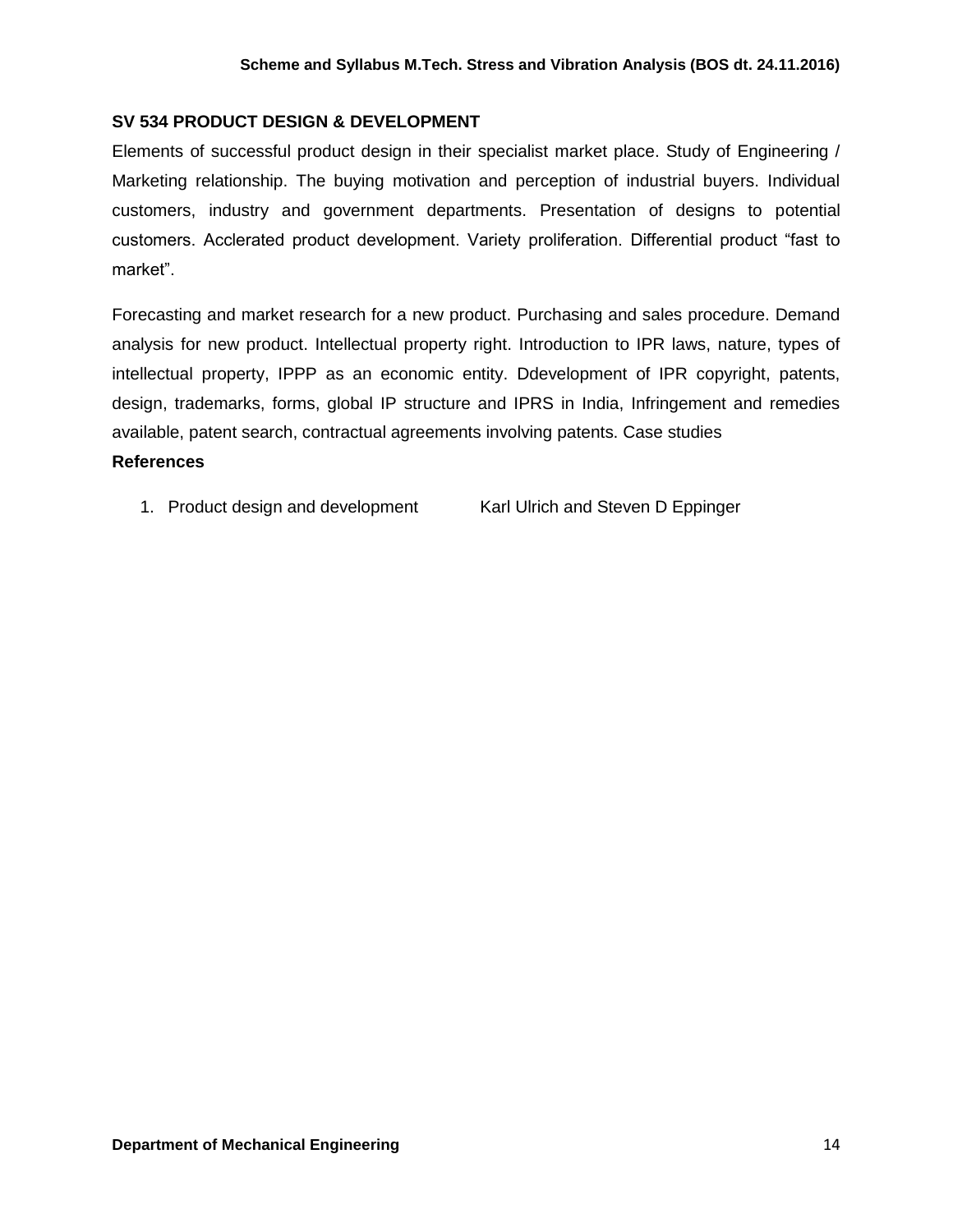## SV 534 PRODUCT DESIGN & DEVELOPMENT

Elements of successful product design in their specialist market place. Study of Engineering / Marketing relationship. The buying motivation and perception of industrial buyers. Individual customers, industry and government departments. Presentation of designs to potential customers. Acclerated product development. Variety proliferation. Differential product "fast to market".

Forecasting and market research for a new product. Purchasing and sales procedure. Demand analysis for new product. Intellectual property right. Introduction to IPR laws, nature, types of intellectual property, IPPP as an economic entity. Ddevelopment of IPR copyright, patents, design, trademarks, forms, global IP structure and IPRS in India, Infringement and remedies available, patent search, contractual agreements involving patents. Case studies

**References**

1. Product design and development — Karl Ulrich and Steven D Eppinger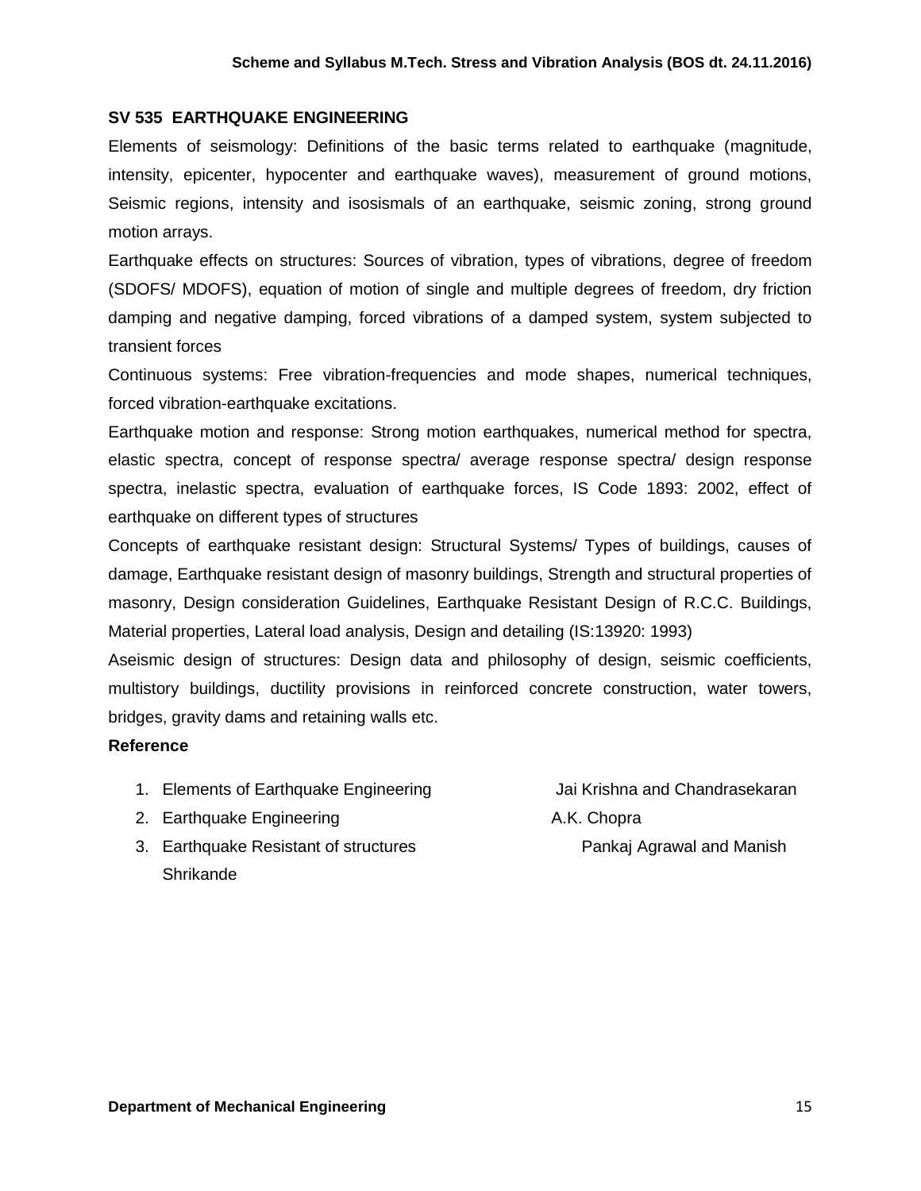## SV 535 EARTHQUAKE ENGINEERING

Elements of seismology: Definitions of the basic terms related to earthquake (magnitude, intensity, epicenter, hypocenter and earthquake waves), measurement of ground motions, Seismic regions, intensity and isosismals of an earthquake, seismic zoning, strong ground motion arrays.

Earthquake effects on structures: Sources of vibration, types of vibrations, degree of freedom (SDOFS/ MDOFS), equation of motion of single and multiple degrees of freedom, dry friction damping and negative damping, forced vibrations of a damped system, system subjected to transient forces

Continuous systems: Free vibration-frequencies and mode shapes, numerical techniques, forced vibration-earthquake excitations.

Earthquake motion and response: Strong motion earthquakes, numerical method for spectra, elastic spectra, concept of response spectra/ average response spectra/ design response spectra, inelastic spectra, evaluation of earthquake forces, IS Code 1893: 2002, effect of earthquake on different types of structures

Concepts of earthquake resistant design: Structural Systems/ Types of buildings, causes of damage, Earthquake resistant design of masonry buildings, Strength and structural properties of masonry, Design consideration Guidelines, Earthquake Resistant Design of R.C.C. Buildings, Material properties, Lateral load analysis, Design and detailing (IS:13920: 1993)

Aseismic design of structures: Design data and philosophy of design, seismic coefficients, multistory buildings, ductility provisions in reinforced concrete construction, water towers, bridges, gravity dams and retaining walls etc.

**Reference**

1. Elements of Earthquake Engineering — Jai Krishna and Chandrasekaran
2. Earthquake Engineering — A.K. Chopra
3. Earthquake Resistant of structures — Pankaj Agrawal and Manish Shrikande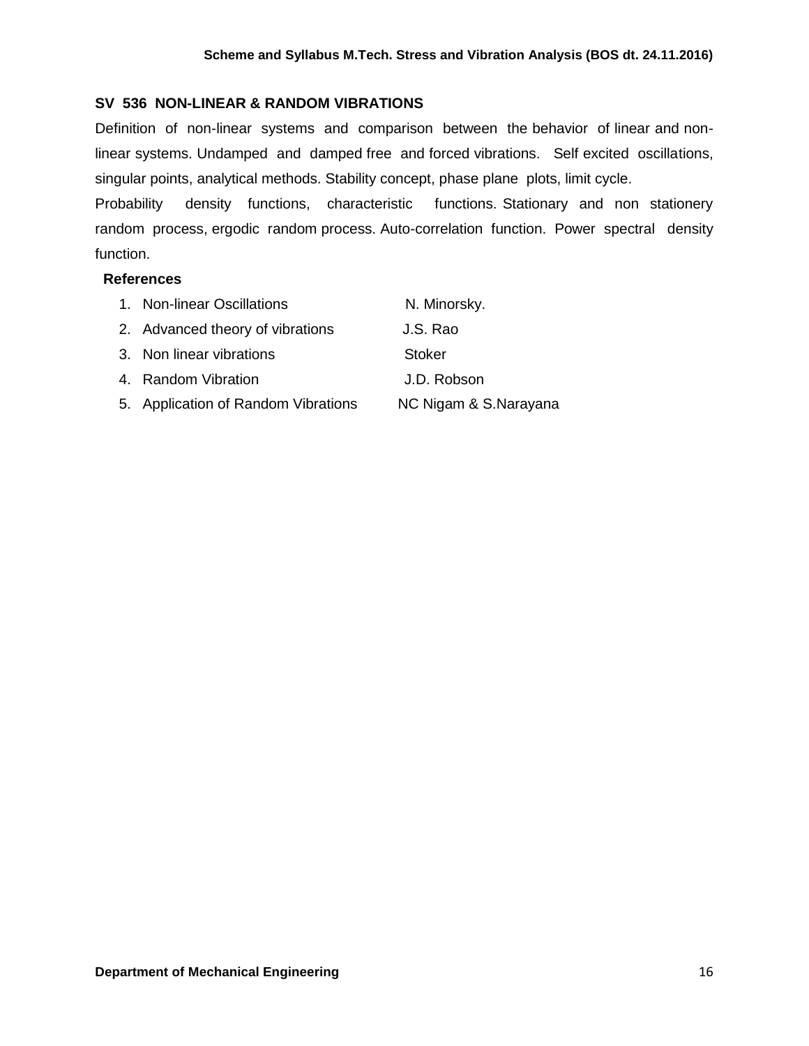## SV 536 NON-LINEAR & RANDOM VIBRATIONS

Definition of non-linear systems and comparison between the behavior of linear and non-linear systems. Undamped and damped free and forced vibrations. Self excited oscillations, singular points, analytical methods. Stability concept, phase plane plots, limit cycle.

Probability density functions, characteristic functions. Stationary and non stationery random process, ergodic random process. Auto-correlation function. Power spectral density function.

**References**

1. Non-linear Oscillations — N. Minorsky.
2. Advanced theory of vibrations — J.S. Rao
3. Non linear vibrations — Stoker
4. Random Vibration — J.D. Robson
5. Application of Random Vibrations — NC Nigam & S.Narayana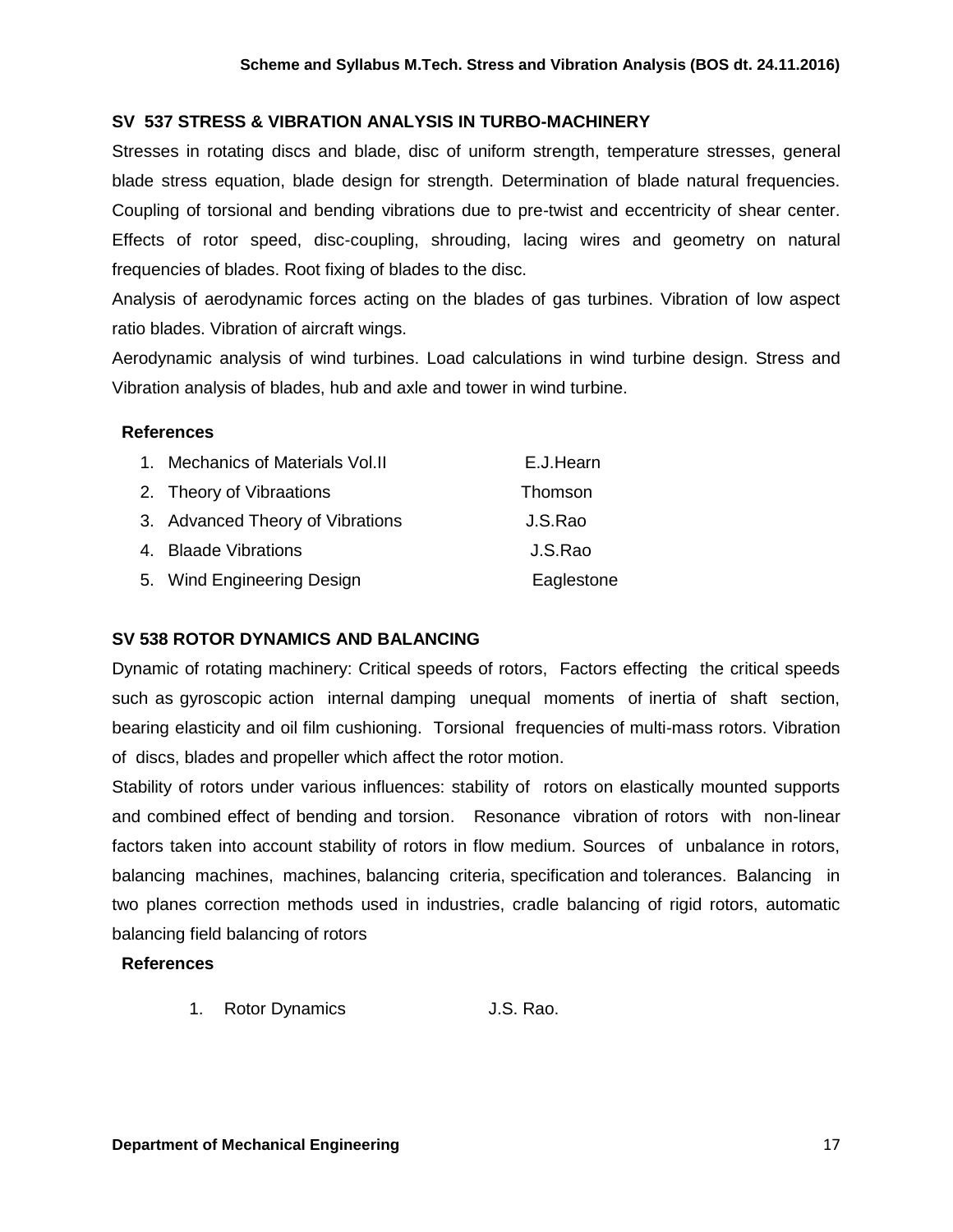## SV 537 STRESS & VIBRATION ANALYSIS IN TURBO-MACHINERY

Stresses in rotating discs and blade, disc of uniform strength, temperature stresses, general blade stress equation, blade design for strength. Determination of blade natural frequencies. Coupling of torsional and bending vibrations due to pre-twist and eccentricity of shear center. Effects of rotor speed, disc-coupling, shrouding, lacing wires and geometry on natural frequencies of blades. Root fixing of blades to the disc.

Analysis of aerodynamic forces acting on the blades of gas turbines. Vibration of low aspect ratio blades. Vibration of aircraft wings.

Aerodynamic analysis of wind turbines. Load calculations in wind turbine design. Stress and Vibration analysis of blades, hub and axle and tower in wind turbine.

**References**

1. Mechanics of Materials Vol.II — E.J.Hearn
2. Theory of Vibraations — Thomson
3. Advanced Theory of Vibrations — J.S.Rao
4. Blaade Vibrations — J.S.Rao
5. Wind Engineering Design — Eaglestone

## SV 538 ROTOR DYNAMICS AND BALANCING

Dynamic of rotating machinery: Critical speeds of rotors, Factors effecting the critical speeds such as gyroscopic action internal damping unequal moments of inertia of shaft section, bearing elasticity and oil film cushioning. Torsional frequencies of multi-mass rotors. Vibration of discs, blades and propeller which affect the rotor motion.

Stability of rotors under various influences: stability of rotors on elastically mounted supports and combined effect of bending and torsion. Resonance vibration of rotors with non-linear factors taken into account stability of rotors in flow medium. Sources of unbalance in rotors, balancing machines, machines, balancing criteria, specification and tolerances. Balancing in two planes correction methods used in industries, cradle balancing of rigid rotors, automatic balancing field balancing of rotors

**References**

1. Rotor Dynamics — J.S. Rao.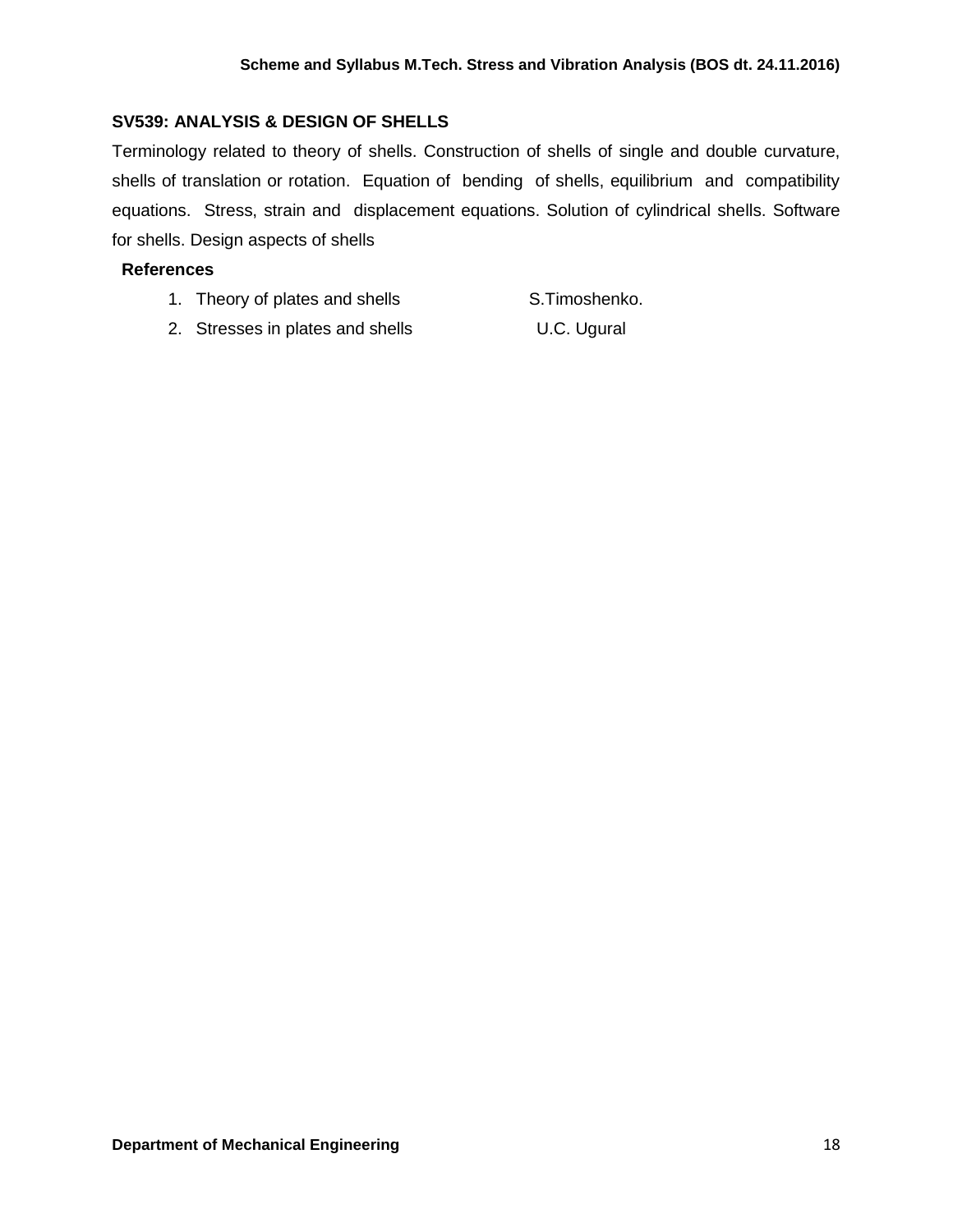## SV539: ANALYSIS & DESIGN OF SHELLS

Terminology related to theory of shells. Construction of shells of single and double curvature, shells of translation or rotation. Equation of bending of shells, equilibrium and compatibility equations. Stress, strain and displacement equations. Solution of cylindrical shells. Software for shells. Design aspects of shells

**References**

1. Theory of plates and shells — S.Timoshenko.
2. Stresses in plates and shells — U.C. Ugural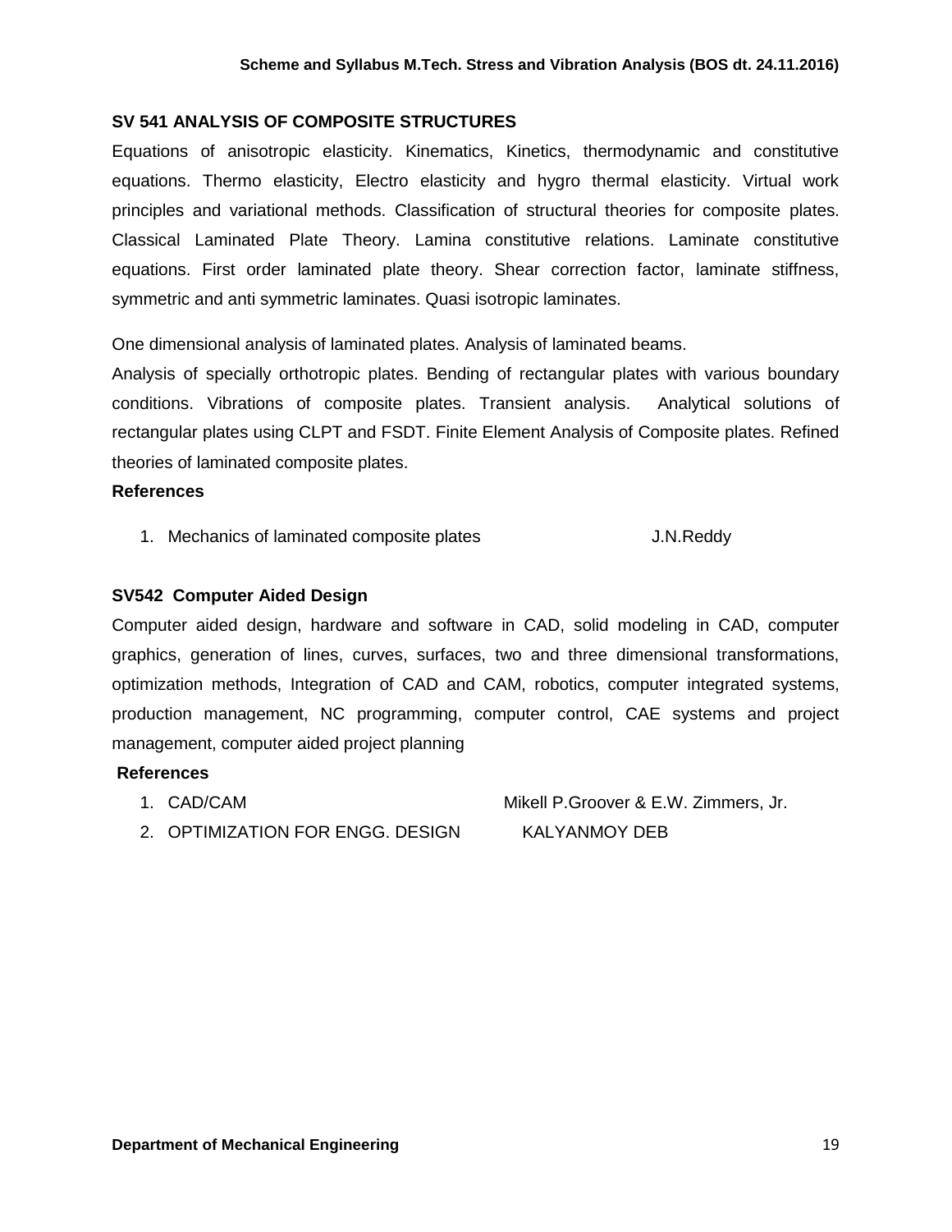## SV 541 ANALYSIS OF COMPOSITE STRUCTURES

Equations of anisotropic elasticity. Kinematics, Kinetics, thermodynamic and constitutive equations. Thermo elasticity, Electro elasticity and hygro thermal elasticity. Virtual work principles and variational methods. Classification of structural theories for composite plates. Classical Laminated Plate Theory. Lamina constitutive relations. Laminate constitutive equations. First order laminated plate theory. Shear correction factor, laminate stiffness, symmetric and anti symmetric laminates. Quasi isotropic laminates.

One dimensional analysis of laminated plates. Analysis of laminated beams.

Analysis of specially orthotropic plates. Bending of rectangular plates with various boundary conditions. Vibrations of composite plates. Transient analysis. Analytical solutions of rectangular plates using CLPT and FSDT. Finite Element Analysis of Composite plates. Refined theories of laminated composite plates.

**References**

1. Mechanics of laminated composite plates — J.N.Reddy

## SV542 Computer Aided Design

Computer aided design, hardware and software in CAD, solid modeling in CAD, computer graphics, generation of lines, curves, surfaces, two and three dimensional transformations, optimization methods, Integration of CAD and CAM, robotics, computer integrated systems, production management, NC programming, computer control, CAE systems and project management, computer aided project planning

**References**

1. CAD/CAM — Mikell P.Groover & E.W. Zimmers, Jr.
2. OPTIMIZATION FOR ENGG. DESIGN — KALYANMOY DEB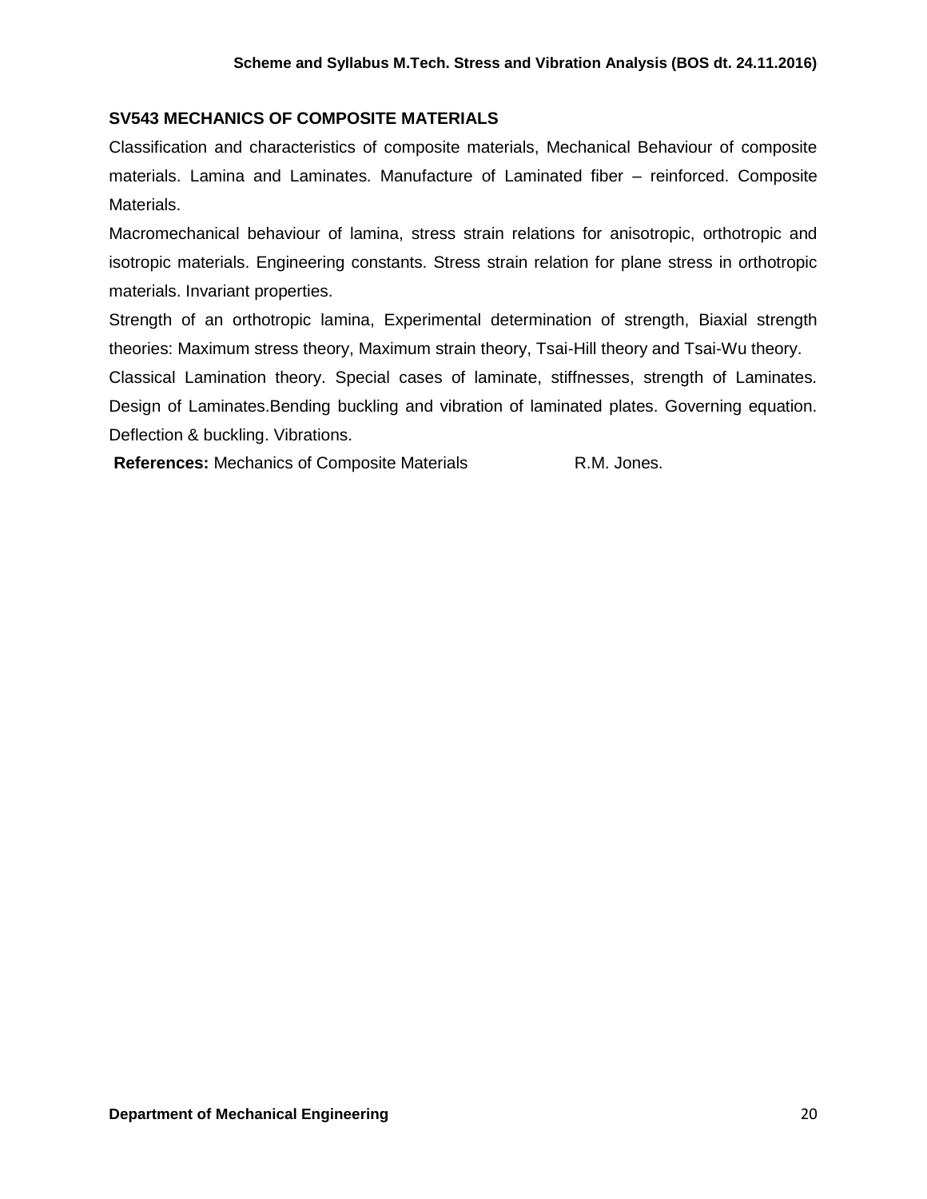## SV543 MECHANICS OF COMPOSITE MATERIALS

Classification and characteristics of composite materials, Mechanical Behaviour of composite materials. Lamina and Laminates. Manufacture of Laminated fiber – reinforced. Composite Materials.

Macromechanical behaviour of lamina, stress strain relations for anisotropic, orthotropic and isotropic materials. Engineering constants. Stress strain relation for plane stress in orthotropic materials. Invariant properties.

Strength of an orthotropic lamina, Experimental determination of strength, Biaxial strength theories: Maximum stress theory, Maximum strain theory, Tsai-Hill theory and Tsai-Wu theory.

Classical Lamination theory. Special cases of laminate, stiffnesses, strength of Laminates. Design of Laminates.Bending buckling and vibration of laminated plates. Governing equation. Deflection & buckling. Vibrations.

**References:** Mechanics of Composite Materials R.M. Jones.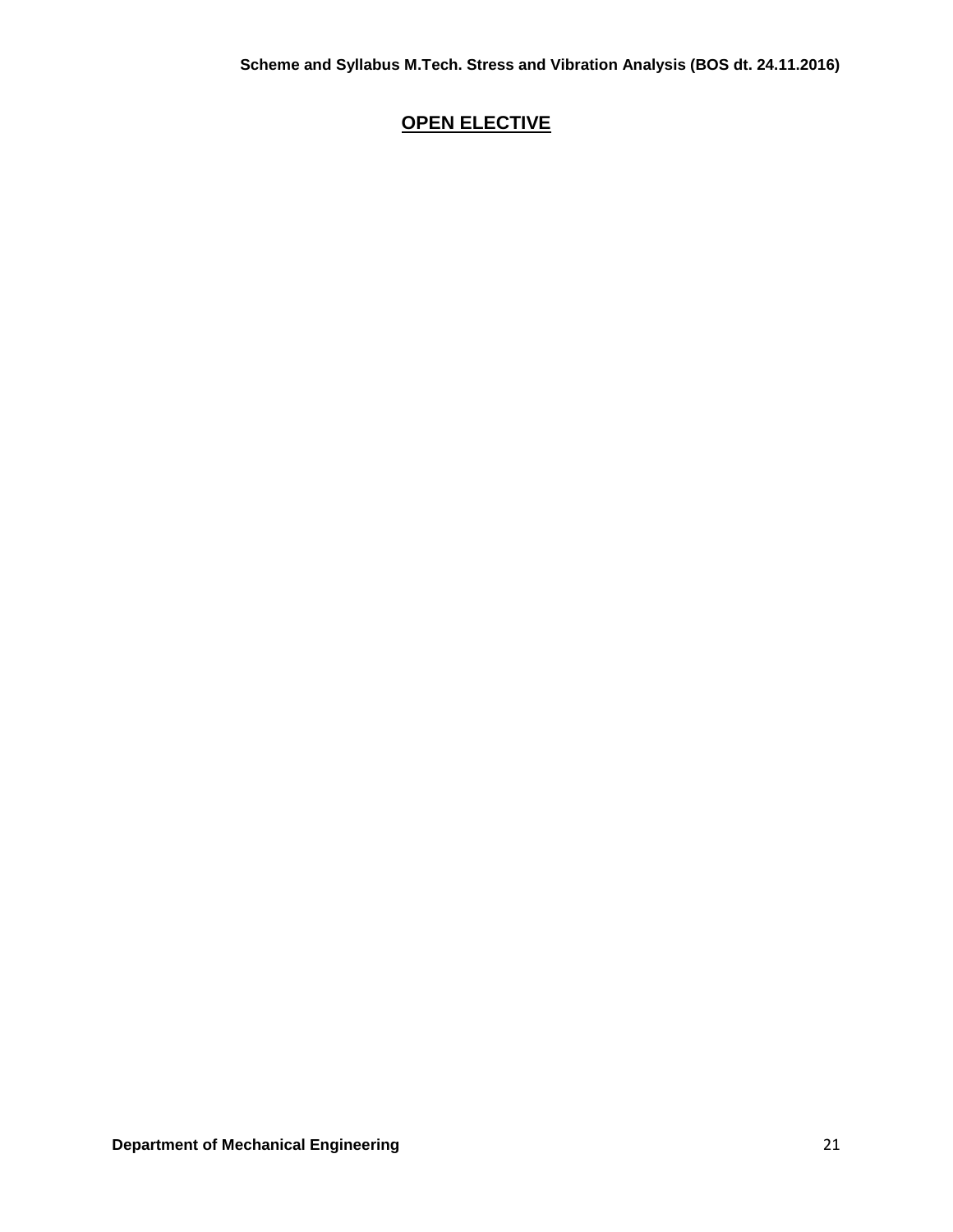## OPEN ELECTIVE